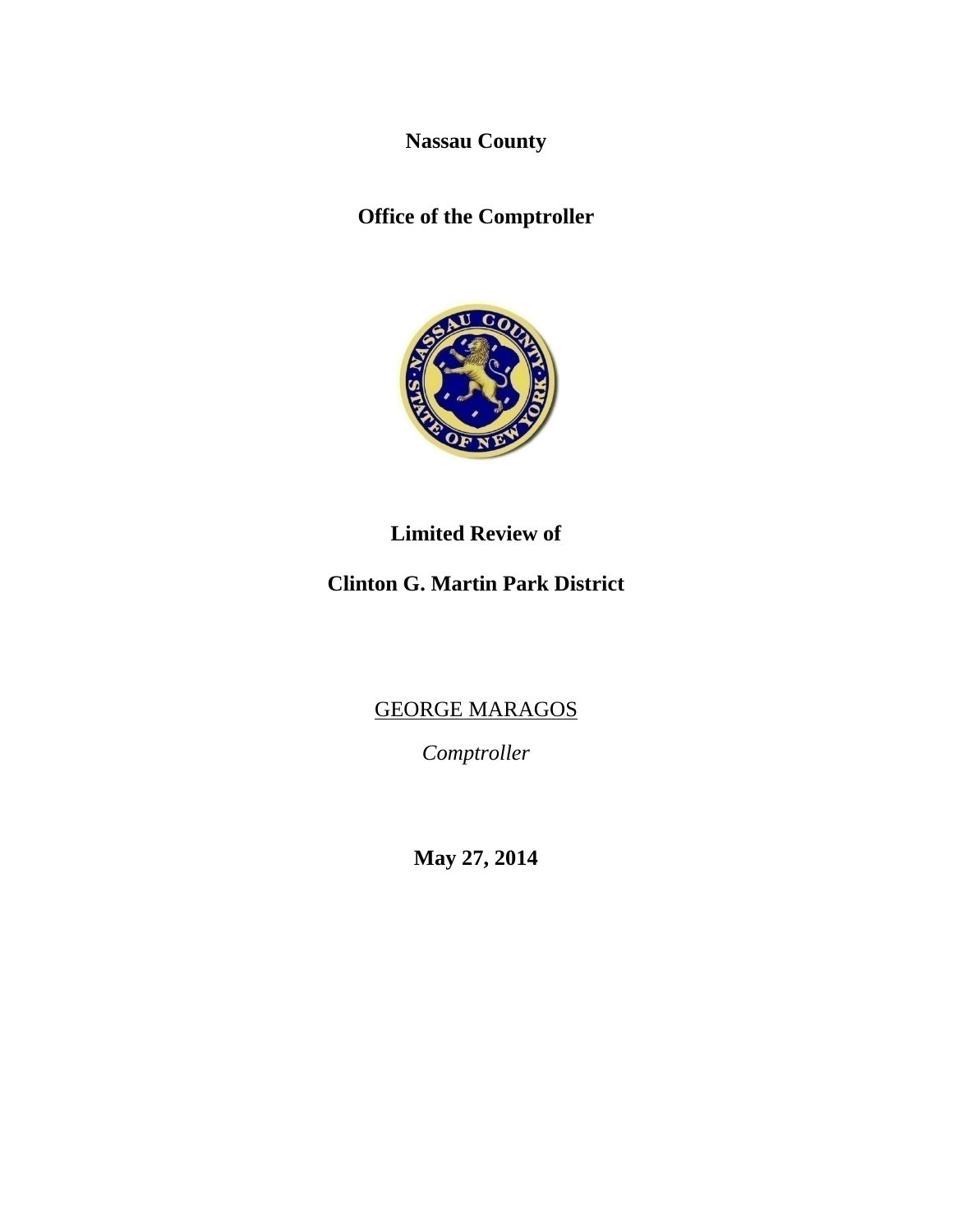**Nassau County**

**Office of the Comptroller**

# Limited Review of

# Clinton G. Martin Park District

GEORGE MARAGOS

*Comptroller*

**May 27, 2014**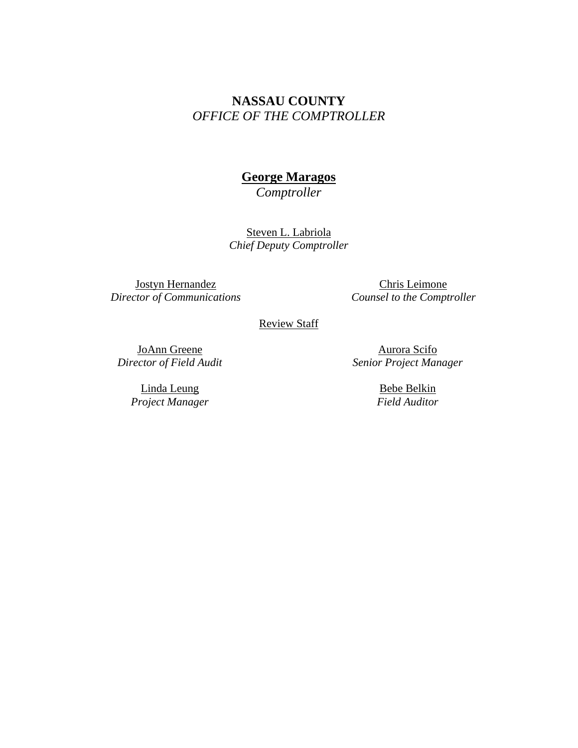**NASSAU COUNTY**
*OFFICE OF THE COMPTROLLER*

**George Maragos**
*Comptroller*

Steven L. Labriola
*Chief Deputy Comptroller*

Jostyn Hernandez
*Director of Communications*

Chris Leimone
*Counsel to the Comptroller*

Review Staff

JoAnn Greene
*Director of Field Audit*

Aurora Scifo
*Senior Project Manager*

Linda Leung
*Project Manager*

Bebe Belkin
*Field Auditor*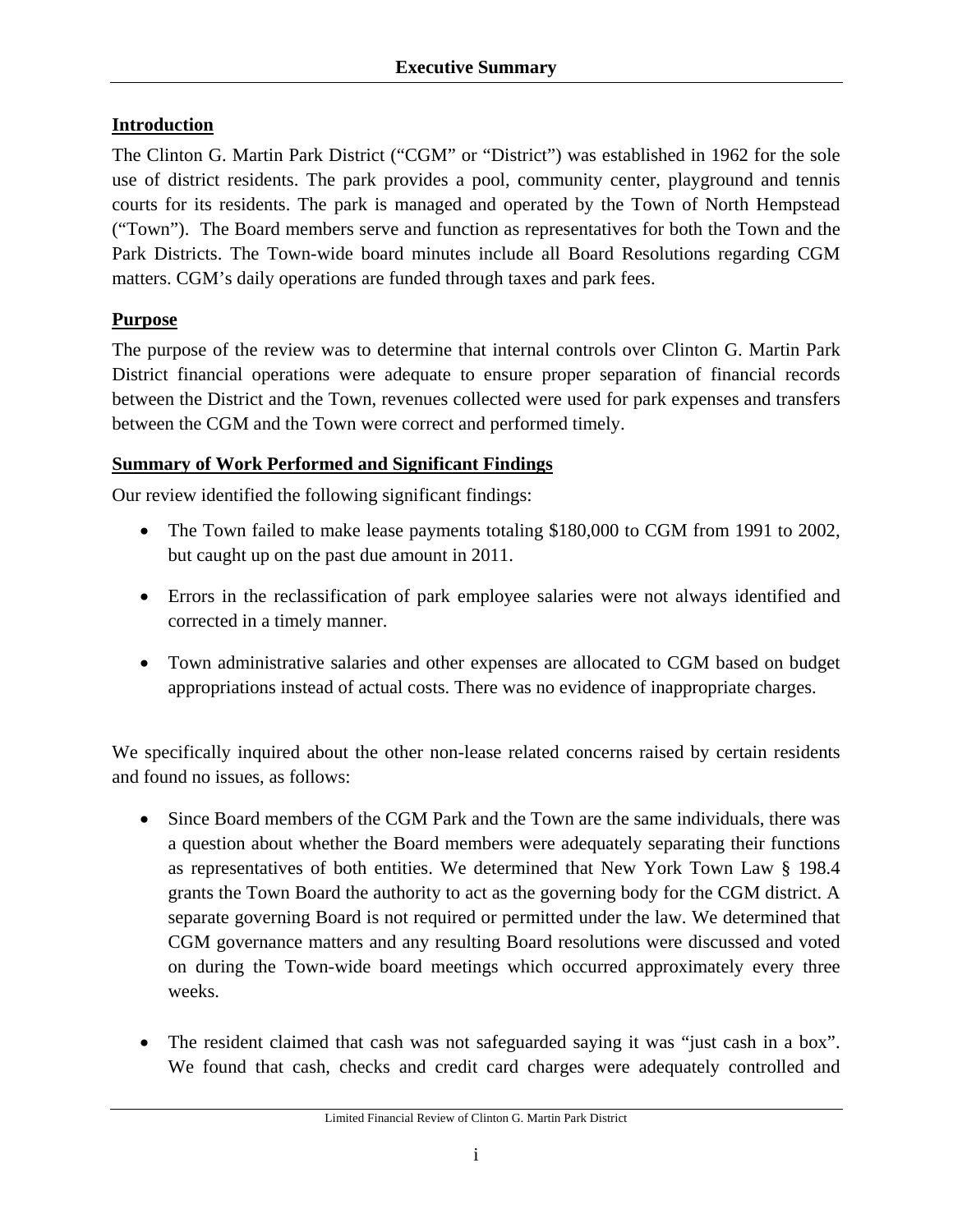# Executive Summary

## Introduction

The Clinton G. Martin Park District ("CGM" or "District") was established in 1962 for the sole use of district residents. The park provides a pool, community center, playground and tennis courts for its residents. The park is managed and operated by the Town of North Hempstead ("Town"). The Board members serve and function as representatives for both the Town and the Park Districts. The Town-wide board minutes include all Board Resolutions regarding CGM matters. CGM's daily operations are funded through taxes and park fees.

## Purpose

The purpose of the review was to determine that internal controls over Clinton G. Martin Park District financial operations were adequate to ensure proper separation of financial records between the District and the Town, revenues collected were used for park expenses and transfers between the CGM and the Town were correct and performed timely.

## Summary of Work Performed and Significant Findings

Our review identified the following significant findings:

- The Town failed to make lease payments totaling $180,000 to CGM from 1991 to 2002, but caught up on the past due amount in 2011.
- Errors in the reclassification of park employee salaries were not always identified and corrected in a timely manner.
- Town administrative salaries and other expenses are allocated to CGM based on budget appropriations instead of actual costs. There was no evidence of inappropriate charges.

We specifically inquired about the other non-lease related concerns raised by certain residents and found no issues, as follows:

- Since Board members of the CGM Park and the Town are the same individuals, there was a question about whether the Board members were adequately separating their functions as representatives of both entities. We determined that New York Town Law § 198.4 grants the Town Board the authority to act as the governing body for the CGM district. A separate governing Board is not required or permitted under the law. We determined that CGM governance matters and any resulting Board resolutions were discussed and voted on during the Town-wide board meetings which occurred approximately every three weeks.
- The resident claimed that cash was not safeguarded saying it was "just cash in a box". We found that cash, checks and credit card charges were adequately controlled and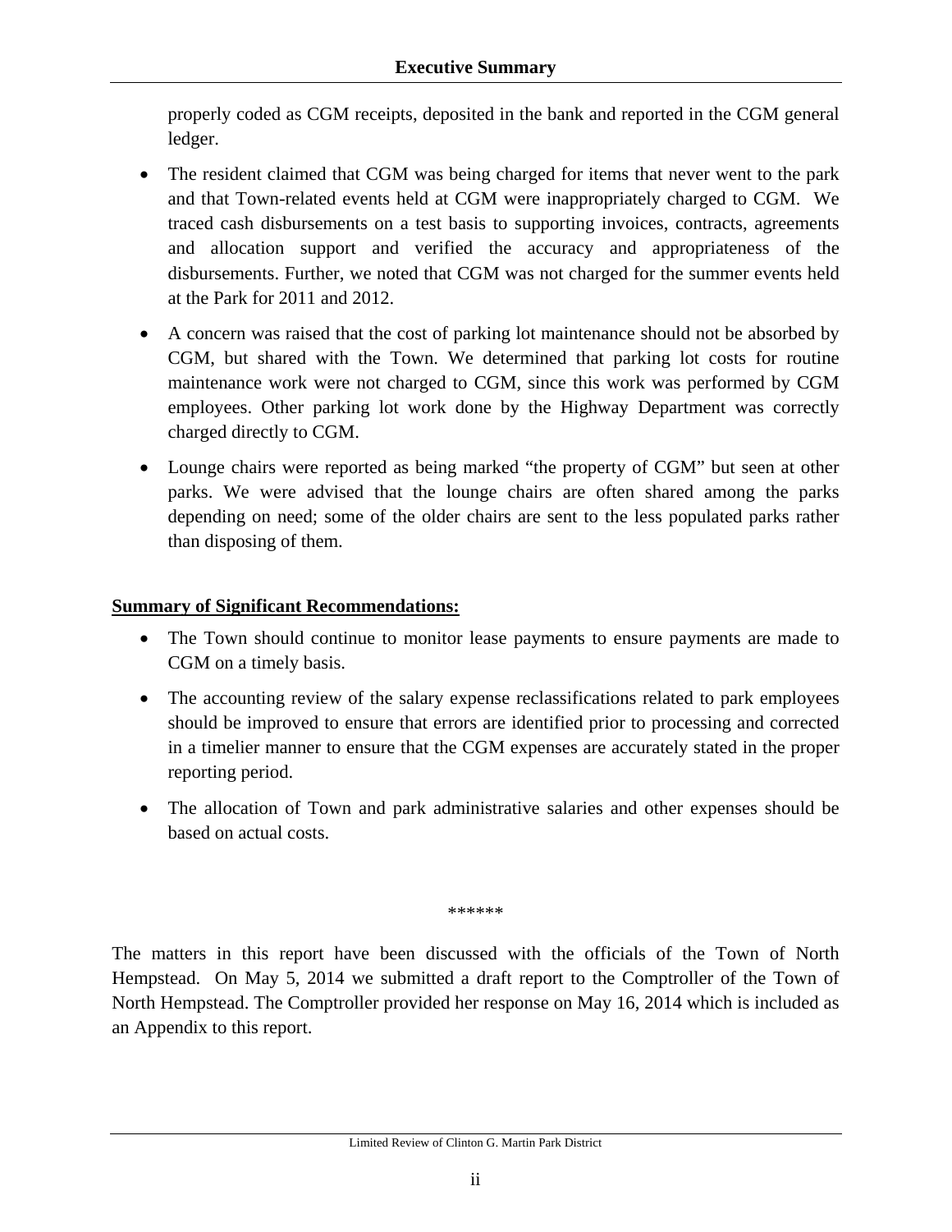properly coded as CGM receipts, deposited in the bank and reported in the CGM general ledger.

- The resident claimed that CGM was being charged for items that never went to the park and that Town-related events held at CGM were inappropriately charged to CGM. We traced cash disbursements on a test basis to supporting invoices, contracts, agreements and allocation support and verified the accuracy and appropriateness of the disbursements. Further, we noted that CGM was not charged for the summer events held at the Park for 2011 and 2012.
- A concern was raised that the cost of parking lot maintenance should not be absorbed by CGM, but shared with the Town. We determined that parking lot costs for routine maintenance work were not charged to CGM, since this work was performed by CGM employees. Other parking lot work done by the Highway Department was correctly charged directly to CGM.
- Lounge chairs were reported as being marked "the property of CGM" but seen at other parks. We were advised that the lounge chairs are often shared among the parks depending on need; some of the older chairs are sent to the less populated parks rather than disposing of them.

**Summary of Significant Recommendations:**

- The Town should continue to monitor lease payments to ensure payments are made to CGM on a timely basis.
- The accounting review of the salary expense reclassifications related to park employees should be improved to ensure that errors are identified prior to processing and corrected in a timelier manner to ensure that the CGM expenses are accurately stated in the proper reporting period.
- The allocation of Town and park administrative salaries and other expenses should be based on actual costs.

******

The matters in this report have been discussed with the officials of the Town of North Hempstead. On May 5, 2014 we submitted a draft report to the Comptroller of the Town of North Hempstead. The Comptroller provided her response on May 16, 2014 which is included as an Appendix to this report.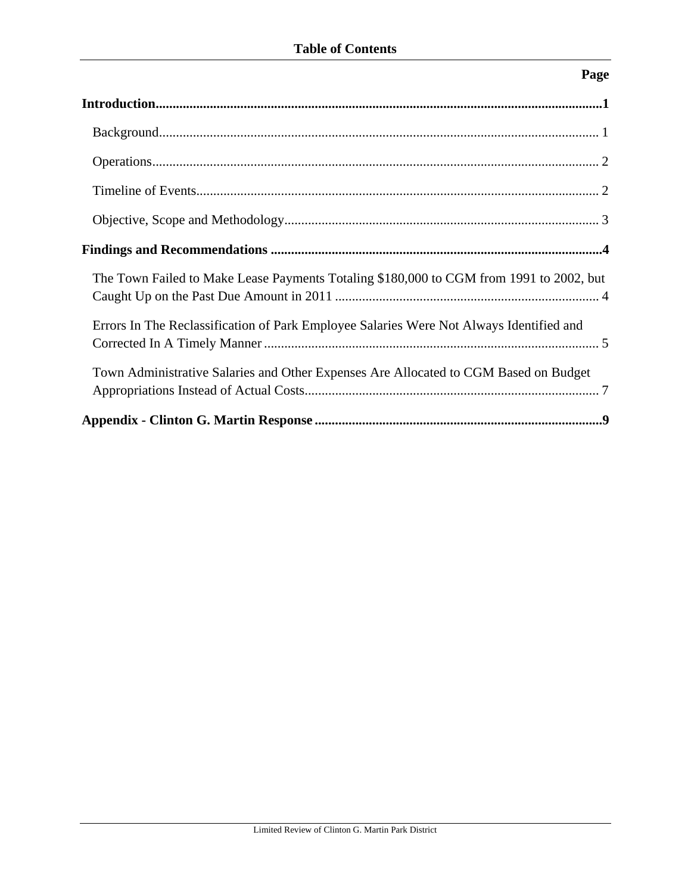## Table of Contents

| | Page |
|---|---|
| **Introduction** | **1** |
| Background | 1 |
| Operations | 2 |
| Timeline of Events | 2 |
| Objective, Scope and Methodology | 3 |
| **Findings and Recommendations** | **4** |
| The Town Failed to Make Lease Payments Totaling $180,000 to CGM from 1991 to 2002, but Caught Up on the Past Due Amount in 2011 | 4 |
| Errors In The Reclassification of Park Employee Salaries Were Not Always Identified and Corrected In A Timely Manner | 5 |
| Town Administrative Salaries and Other Expenses Are Allocated to CGM Based on Budget Appropriations Instead of Actual Costs | 7 |
| **Appendix - Clinton G. Martin Response** | **9** |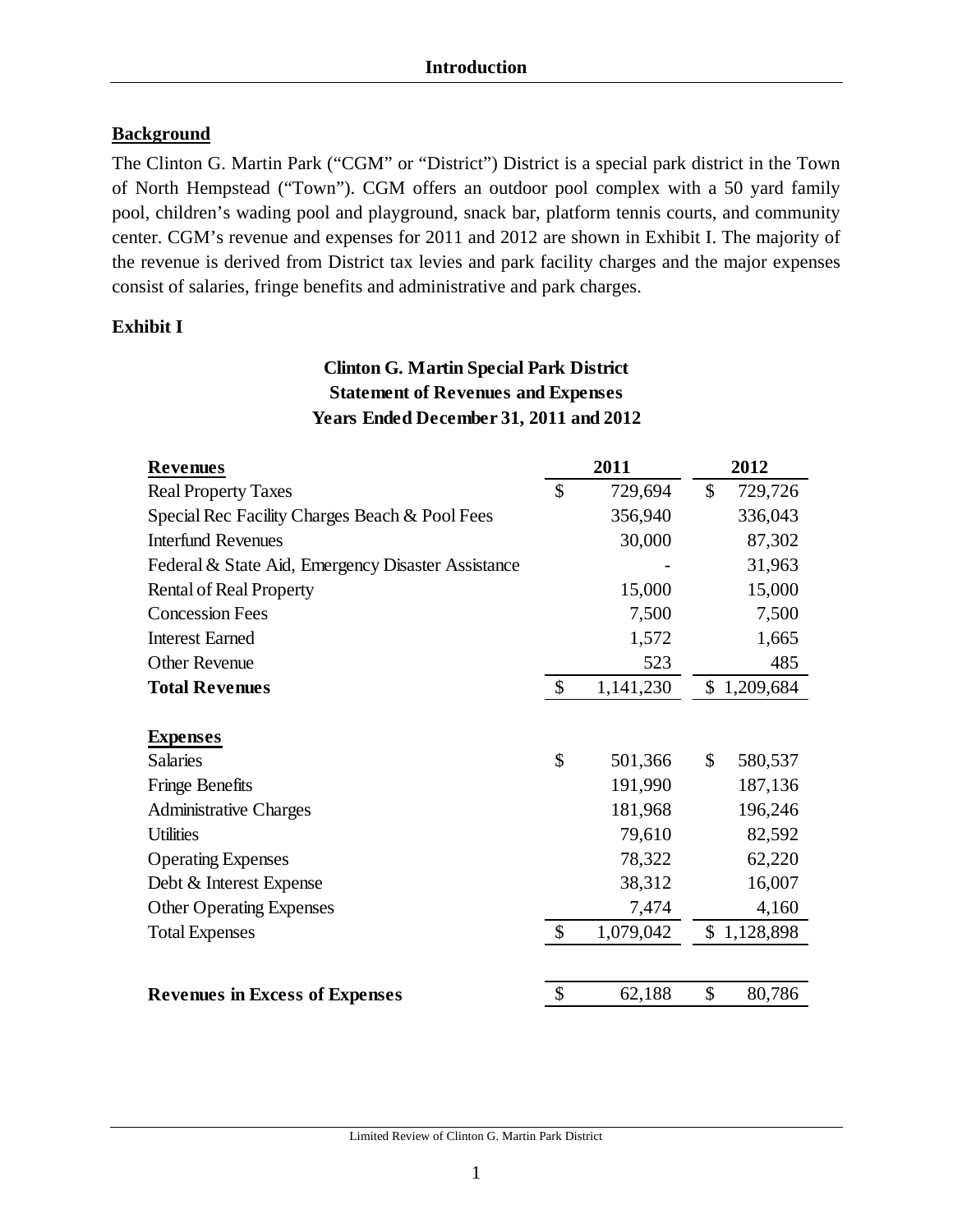## Introduction

### Background

The Clinton G. Martin Park ("CGM" or "District") District is a special park district in the Town of North Hempstead ("Town"). CGM offers an outdoor pool complex with a 50 yard family pool, children's wading pool and playground, snack bar, platform tennis courts, and community center. CGM's revenue and expenses for 2011 and 2012 are shown in Exhibit I. The majority of the revenue is derived from District tax levies and park facility charges and the major expenses consist of salaries, fringe benefits and administrative and park charges.

**Exhibit I**

**Clinton G. Martin Special Park District**
**Statement of Revenues and Expenses**
**Years Ended December 31, 2011 and 2012**

| **Revenues** | **2011** | **2012** |
|---|---|---|
| Real Property Taxes | $ 729,694 | $ 729,726 |
| Special Rec Facility Charges Beach & Pool Fees | 356,940 | 336,043 |
| Interfund Revenues | 30,000 | 87,302 |
| Federal & State Aid, Emergency Disaster Assistance | - | 31,963 |
| Rental of Real Property | 15,000 | 15,000 |
| Concession Fees | 7,500 | 7,500 |
| Interest Earned | 1,572 | 1,665 |
| Other Revenue | 523 | 485 |
| **Total Revenues** | $ 1,141,230 | $ 1,209,684 |
| | | |
| **Expenses** | | |
| Salaries | $ 501,366 | $ 580,537 |
| Fringe Benefits | 191,990 | 187,136 |
| Administrative Charges | 181,968 | 196,246 |
| Utilities | 79,610 | 82,592 |
| Operating Expenses | 78,322 | 62,220 |
| Debt & Interest Expense | 38,312 | 16,007 |
| Other Operating Expenses | 7,474 | 4,160 |
| Total Expenses | $ 1,079,042 | $ 1,128,898 |
| | | |
| **Revenues in Excess of Expenses** | $ 62,188 | $ 80,786 |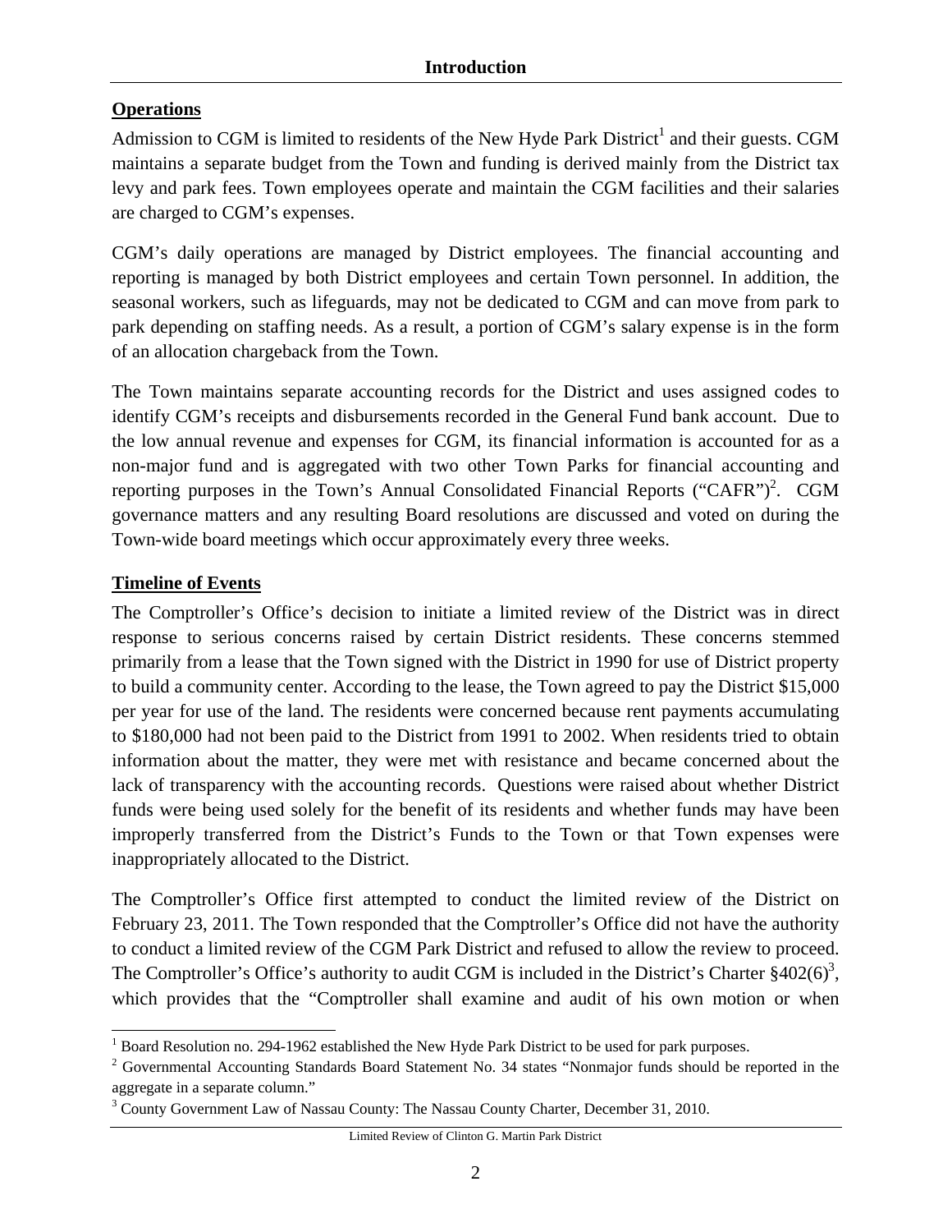## Introduction

### Operations

Admission to CGM is limited to residents of the New Hyde Park District[1] and their guests. CGM maintains a separate budget from the Town and funding is derived mainly from the District tax levy and park fees. Town employees operate and maintain the CGM facilities and their salaries are charged to CGM's expenses.

CGM's daily operations are managed by District employees. The financial accounting and reporting is managed by both District employees and certain Town personnel. In addition, the seasonal workers, such as lifeguards, may not be dedicated to CGM and can move from park to park depending on staffing needs. As a result, a portion of CGM's salary expense is in the form of an allocation chargeback from the Town.

The Town maintains separate accounting records for the District and uses assigned codes to identify CGM's receipts and disbursements recorded in the General Fund bank account. Due to the low annual revenue and expenses for CGM, its financial information is accounted for as a non-major fund and is aggregated with two other Town Parks for financial accounting and reporting purposes in the Town's Annual Consolidated Financial Reports ("CAFR")[2]. CGM governance matters and any resulting Board resolutions are discussed and voted on during the Town-wide board meetings which occur approximately every three weeks.

### Timeline of Events

The Comptroller's Office's decision to initiate a limited review of the District was in direct response to serious concerns raised by certain District residents. These concerns stemmed primarily from a lease that the Town signed with the District in 1990 for use of District property to build a community center. According to the lease, the Town agreed to pay the District $15,000 per year for use of the land. The residents were concerned because rent payments accumulating to $180,000 had not been paid to the District from 1991 to 2002. When residents tried to obtain information about the matter, they were met with resistance and became concerned about the lack of transparency with the accounting records. Questions were raised about whether District funds were being used solely for the benefit of its residents and whether funds may have been improperly transferred from the District's Funds to the Town or that Town expenses were inappropriately allocated to the District.

The Comptroller's Office first attempted to conduct the limited review of the District on February 23, 2011. The Town responded that the Comptroller's Office did not have the authority to conduct a limited review of the CGM Park District and refused to allow the review to proceed. The Comptroller's Office's authority to audit CGM is included in the District's Charter §402(6)[3], which provides that the "Comptroller shall examine and audit of his own motion or when

---

[1] Board Resolution no. 294-1962 established the New Hyde Park District to be used for park purposes.

[2] Governmental Accounting Standards Board Statement No. 34 states "Nonmajor funds should be reported in the aggregate in a separate column."

[3] County Government Law of Nassau County: The Nassau County Charter, December 31, 2010.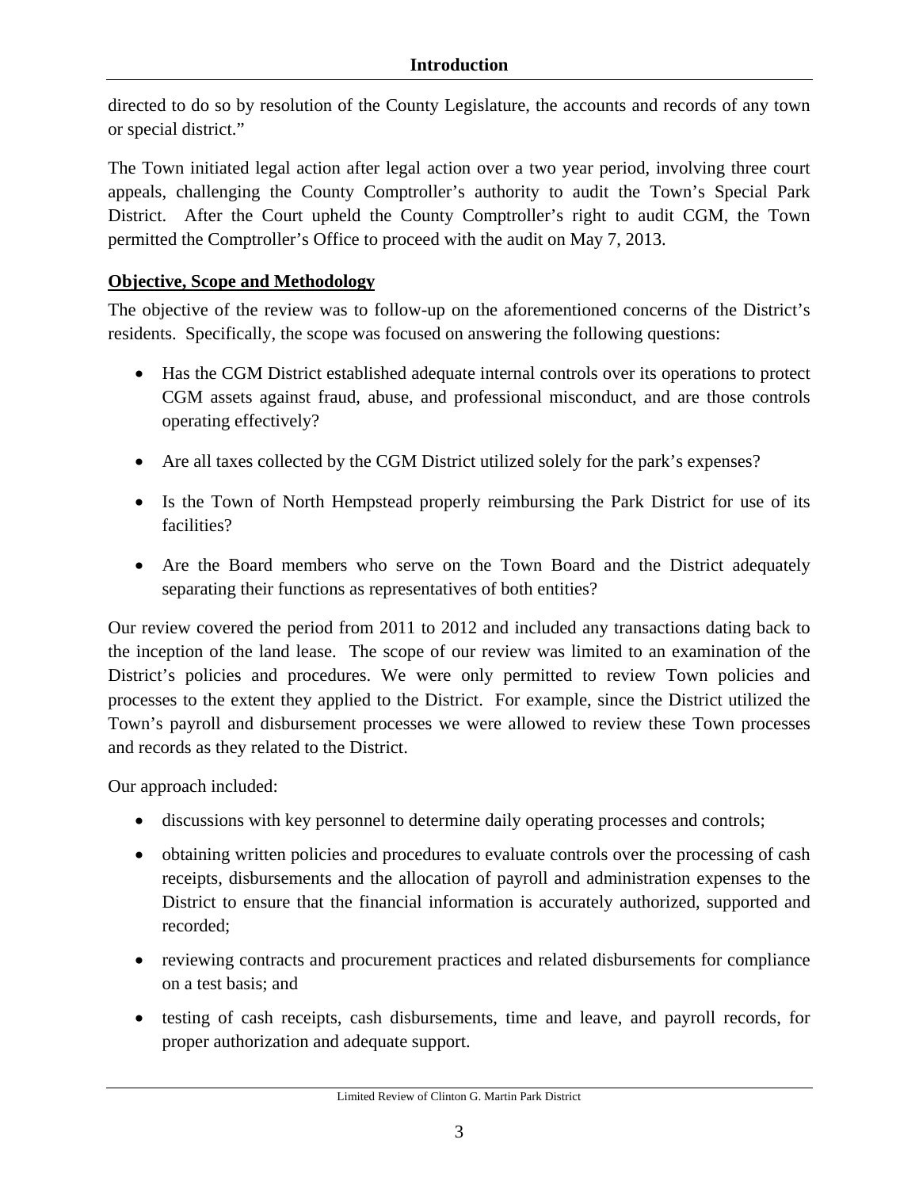directed to do so by resolution of the County Legislature, the accounts and records of any town or special district."

The Town initiated legal action after legal action over a two year period, involving three court appeals, challenging the County Comptroller's authority to audit the Town's Special Park District. After the Court upheld the County Comptroller's right to audit CGM, the Town permitted the Comptroller's Office to proceed with the audit on May 7, 2013.

**Objective, Scope and Methodology**

The objective of the review was to follow-up on the aforementioned concerns of the District's residents. Specifically, the scope was focused on answering the following questions:

- Has the CGM District established adequate internal controls over its operations to protect CGM assets against fraud, abuse, and professional misconduct, and are those controls operating effectively?
- Are all taxes collected by the CGM District utilized solely for the park's expenses?
- Is the Town of North Hempstead properly reimbursing the Park District for use of its facilities?
- Are the Board members who serve on the Town Board and the District adequately separating their functions as representatives of both entities?

Our review covered the period from 2011 to 2012 and included any transactions dating back to the inception of the land lease. The scope of our review was limited to an examination of the District's policies and procedures. We were only permitted to review Town policies and processes to the extent they applied to the District. For example, since the District utilized the Town's payroll and disbursement processes we were allowed to review these Town processes and records as they related to the District.

Our approach included:

- discussions with key personnel to determine daily operating processes and controls;
- obtaining written policies and procedures to evaluate controls over the processing of cash receipts, disbursements and the allocation of payroll and administration expenses to the District to ensure that the financial information is accurately authorized, supported and recorded;
- reviewing contracts and procurement practices and related disbursements for compliance on a test basis; and
- testing of cash receipts, cash disbursements, time and leave, and payroll records, for proper authorization and adequate support.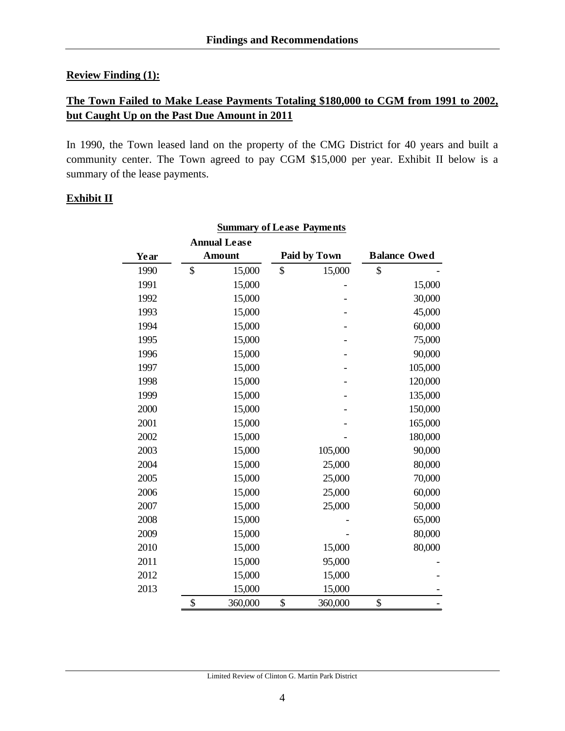**Review Finding (1):**

**The Town Failed to Make Lease Payments Totaling $180,000 to CGM from 1991 to 2002, but Caught Up on the Past Due Amount in 2011**

In 1990, the Town leased land on the property of the CMG District for 40 years and built a community center. The Town agreed to pay CGM $15,000 per year. Exhibit II below is a summary of the lease payments.

**Exhibit II**

**Summary of Lease Payments**

| Year | Annual Lease Amount | Paid by Town | Balance Owed |
|---|---|---|---|
| 1990 | $ 15,000 | $ 15,000 | $ - |
| 1991 | 15,000 | - | 15,000 |
| 1992 | 15,000 | - | 30,000 |
| 1993 | 15,000 | - | 45,000 |
| 1994 | 15,000 | - | 60,000 |
| 1995 | 15,000 | - | 75,000 |
| 1996 | 15,000 | - | 90,000 |
| 1997 | 15,000 | - | 105,000 |
| 1998 | 15,000 | - | 120,000 |
| 1999 | 15,000 | - | 135,000 |
| 2000 | 15,000 | - | 150,000 |
| 2001 | 15,000 | - | 165,000 |
| 2002 | 15,000 | - | 180,000 |
| 2003 | 15,000 | 105,000 | 90,000 |
| 2004 | 15,000 | 25,000 | 80,000 |
| 2005 | 15,000 | 25,000 | 70,000 |
| 2006 | 15,000 | 25,000 | 60,000 |
| 2007 | 15,000 | 25,000 | 50,000 |
| 2008 | 15,000 | - | 65,000 |
| 2009 | 15,000 | - | 80,000 |
| 2010 | 15,000 | 15,000 | 80,000 |
| 2011 | 15,000 | 95,000 | - |
| 2012 | 15,000 | 15,000 | - |
| 2013 | 15,000 | 15,000 | - |
| | $ 360,000 | $ 360,000 | $ - |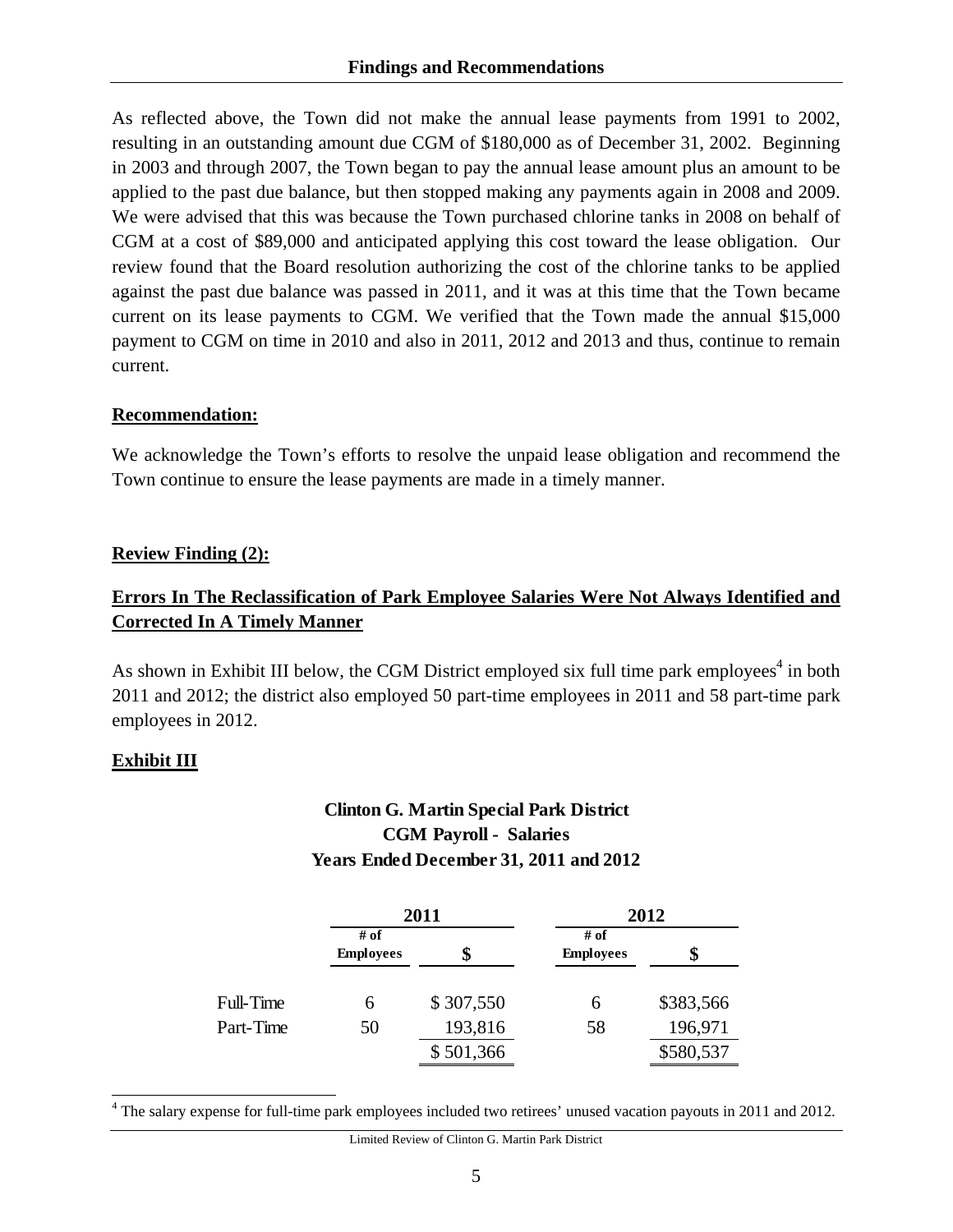As reflected above, the Town did not make the annual lease payments from 1991 to 2002, resulting in an outstanding amount due CGM of $180,000 as of December 31, 2002. Beginning in 2003 and through 2007, the Town began to pay the annual lease amount plus an amount to be applied to the past due balance, but then stopped making any payments again in 2008 and 2009. We were advised that this was because the Town purchased chlorine tanks in 2008 on behalf of CGM at a cost of $89,000 and anticipated applying this cost toward the lease obligation. Our review found that the Board resolution authorizing the cost of the chlorine tanks to be applied against the past due balance was passed in 2011, and it was at this time that the Town became current on its lease payments to CGM. We verified that the Town made the annual $15,000 payment to CGM on time in 2010 and also in 2011, 2012 and 2013 and thus, continue to remain current.

**Recommendation:**

We acknowledge the Town's efforts to resolve the unpaid lease obligation and recommend the Town continue to ensure the lease payments are made in a timely manner.

**Review Finding (2):**

**Errors In The Reclassification of Park Employee Salaries Were Not Always Identified and Corrected In A Timely Manner**

As shown in Exhibit III below, the CGM District employed six full time park employees[4] in both 2011 and 2012; the district also employed 50 part-time employees in 2011 and 58 part-time park employees in 2012.

**Exhibit III**

**Clinton G. Martin Special Park District**
**CGM Payroll - Salaries**
**Years Ended December 31, 2011 and 2012**

| | 2011 | | 2012 | |
|---|---|---|---|---|
| | # of Employees | $ | # of Employees | $ |
| Full-Time | 6 | $ 307,550 | 6 | $383,566 |
| Part-Time | 50 | 193,816 | 58 | 196,971 |
| | | $ 501,366 | | $580,537 |

[4] The salary expense for full-time park employees included two retirees' unused vacation payouts in 2011 and 2012.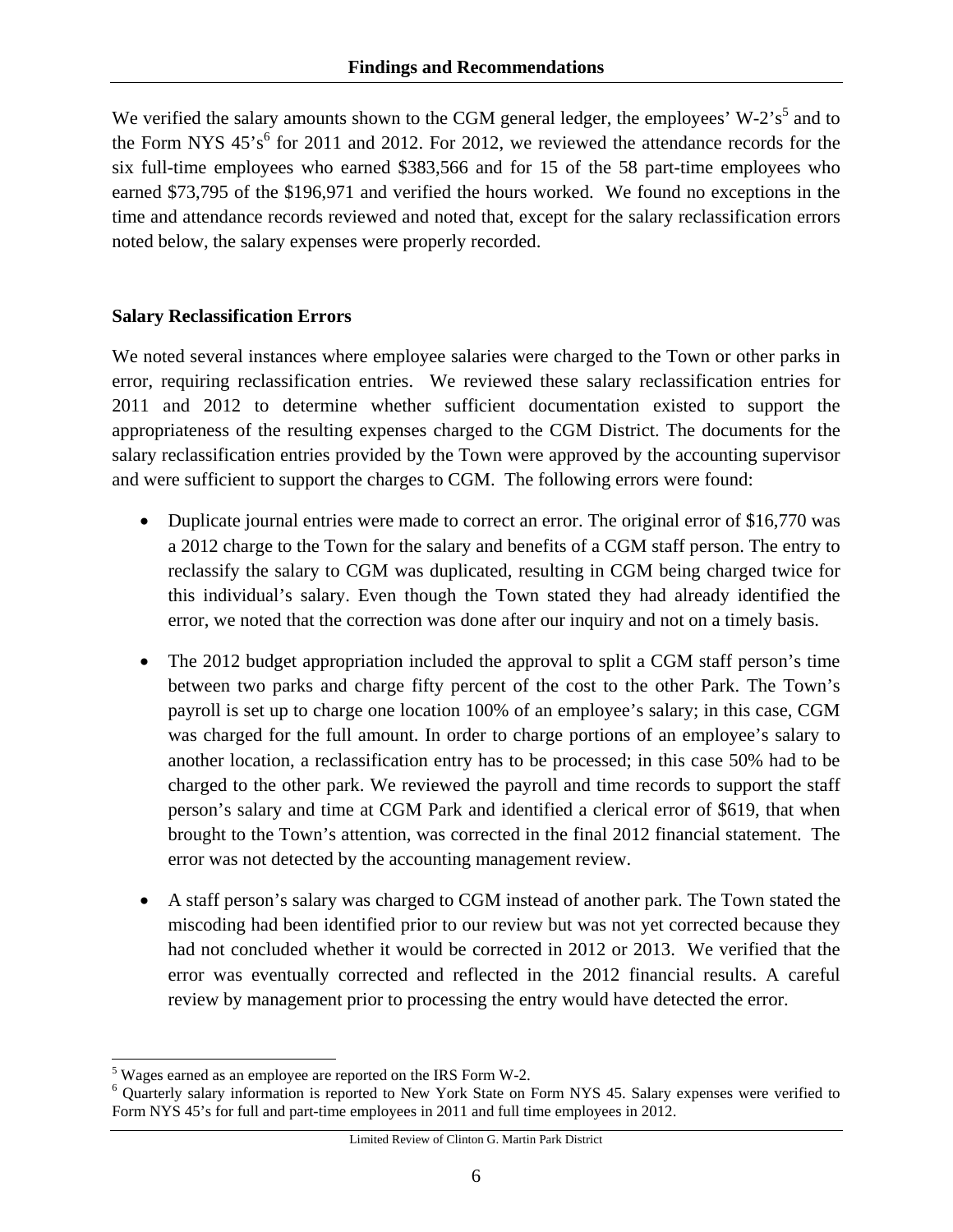We verified the salary amounts shown to the CGM general ledger, the employees' W-2's[5] and to the Form NYS 45's[6] for 2011 and 2012. For 2012, we reviewed the attendance records for the six full-time employees who earned $383,566 and for 15 of the 58 part-time employees who earned $73,795 of the $196,971 and verified the hours worked. We found no exceptions in the time and attendance records reviewed and noted that, except for the salary reclassification errors noted below, the salary expenses were properly recorded.

**Salary Reclassification Errors**

We noted several instances where employee salaries were charged to the Town or other parks in error, requiring reclassification entries. We reviewed these salary reclassification entries for 2011 and 2012 to determine whether sufficient documentation existed to support the appropriateness of the resulting expenses charged to the CGM District. The documents for the salary reclassification entries provided by the Town were approved by the accounting supervisor and were sufficient to support the charges to CGM. The following errors were found:

- Duplicate journal entries were made to correct an error. The original error of $16,770 was a 2012 charge to the Town for the salary and benefits of a CGM staff person. The entry to reclassify the salary to CGM was duplicated, resulting in CGM being charged twice for this individual's salary. Even though the Town stated they had already identified the error, we noted that the correction was done after our inquiry and not on a timely basis.

- The 2012 budget appropriation included the approval to split a CGM staff person's time between two parks and charge fifty percent of the cost to the other Park. The Town's payroll is set up to charge one location 100% of an employee's salary; in this case, CGM was charged for the full amount. In order to charge portions of an employee's salary to another location, a reclassification entry has to be processed; in this case 50% had to be charged to the other park. We reviewed the payroll and time records to support the staff person's salary and time at CGM Park and identified a clerical error of $619, that when brought to the Town's attention, was corrected in the final 2012 financial statement. The error was not detected by the accounting management review.

- A staff person's salary was charged to CGM instead of another park. The Town stated the miscoding had been identified prior to our review but was not yet corrected because they had not concluded whether it would be corrected in 2012 or 2013. We verified that the error was eventually corrected and reflected in the 2012 financial results. A careful review by management prior to processing the entry would have detected the error.

---

[5] Wages earned as an employee are reported on the IRS Form W-2.

[6] Quarterly salary information is reported to New York State on Form NYS 45. Salary expenses were verified to Form NYS 45's for full and part-time employees in 2011 and full time employees in 2012.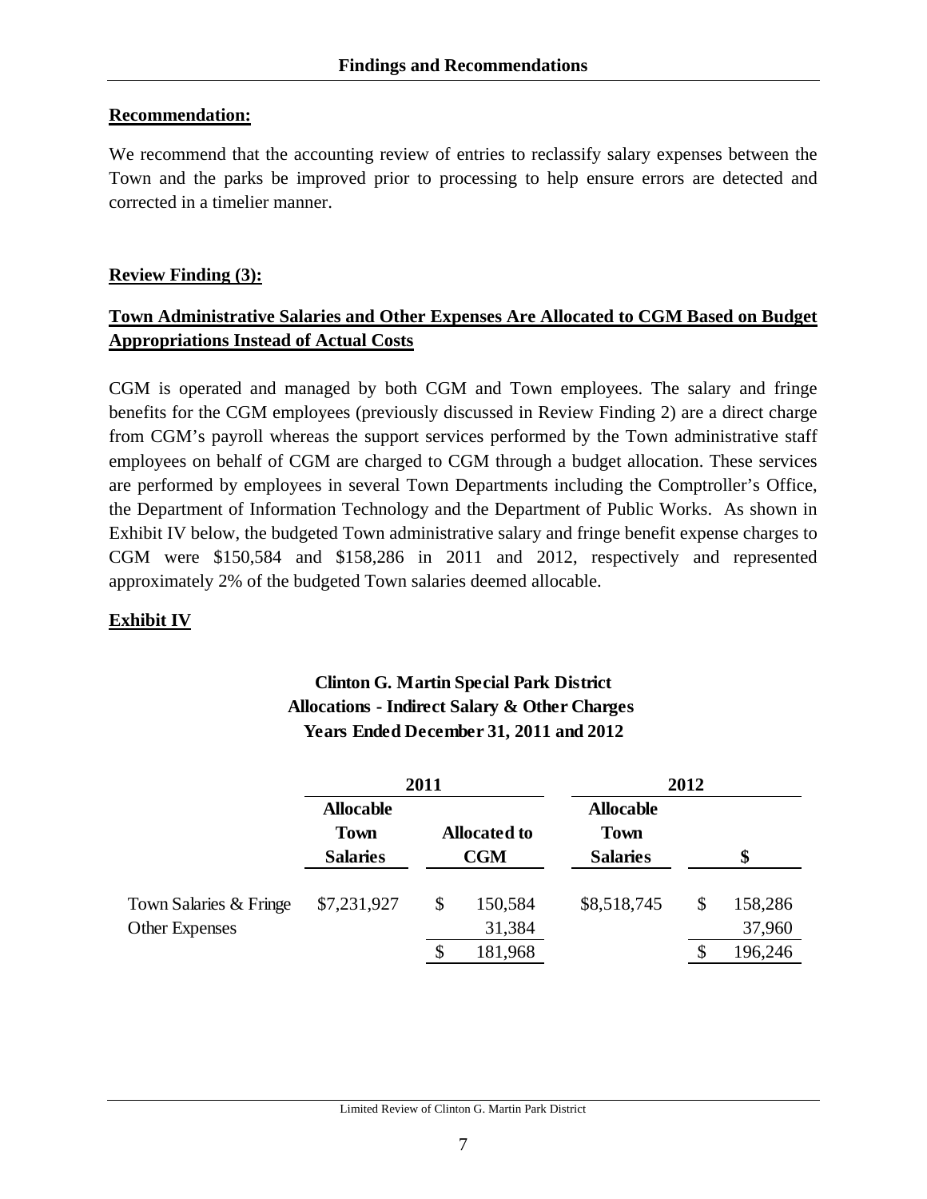**Recommendation:**

We recommend that the accounting review of entries to reclassify salary expenses between the Town and the parks be improved prior to processing to help ensure errors are detected and corrected in a timelier manner.

**Review Finding (3):**

**Town Administrative Salaries and Other Expenses Are Allocated to CGM Based on Budget Appropriations Instead of Actual Costs**

CGM is operated and managed by both CGM and Town employees. The salary and fringe benefits for the CGM employees (previously discussed in Review Finding 2) are a direct charge from CGM's payroll whereas the support services performed by the Town administrative staff employees on behalf of CGM are charged to CGM through a budget allocation. These services are performed by employees in several Town Departments including the Comptroller's Office, the Department of Information Technology and the Department of Public Works. As shown in Exhibit IV below, the budgeted Town administrative salary and fringe benefit expense charges to CGM were $150,584 and $158,286 in 2011 and 2012, respectively and represented approximately 2% of the budgeted Town salaries deemed allocable.

**Exhibit IV**

**Clinton G. Martin Special Park District**
**Allocations - Indirect Salary & Other Charges**
**Years Ended December 31, 2011 and 2012**

| | 2011 | | 2012 | |
|---|---|---|---|---|
| | **Allocable Town Salaries** | **Allocated to CGM** | **Allocable Town Salaries** | **$** |
| Town Salaries & Fringe | $7,231,927 | $ 150,584 | $8,518,745 | $ 158,286 |
| Other Expenses | | 31,384 | | 37,960 |
| | | $ 181,968 | | $ 196,246 |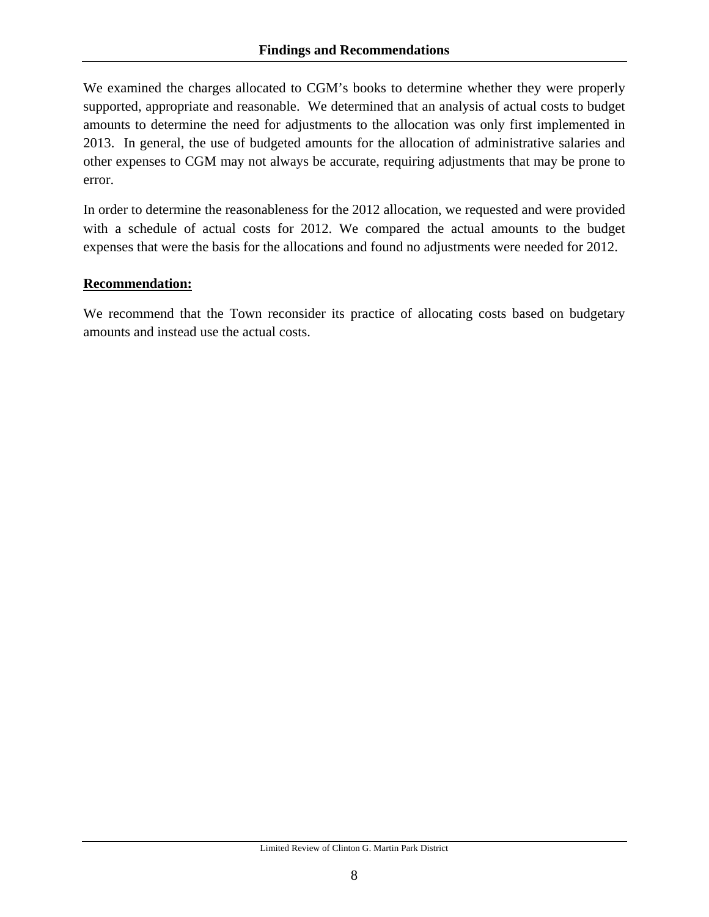## Findings and Recommendations

We examined the charges allocated to CGM's books to determine whether they were properly supported, appropriate and reasonable. We determined that an analysis of actual costs to budget amounts to determine the need for adjustments to the allocation was only first implemented in 2013. In general, the use of budgeted amounts for the allocation of administrative salaries and other expenses to CGM may not always be accurate, requiring adjustments that may be prone to error.

In order to determine the reasonableness for the 2012 allocation, we requested and were provided with a schedule of actual costs for 2012. We compared the actual amounts to the budget expenses that were the basis for the allocations and found no adjustments were needed for 2012.

**Recommendation:**

We recommend that the Town reconsider its practice of allocating costs based on budgetary amounts and instead use the actual costs.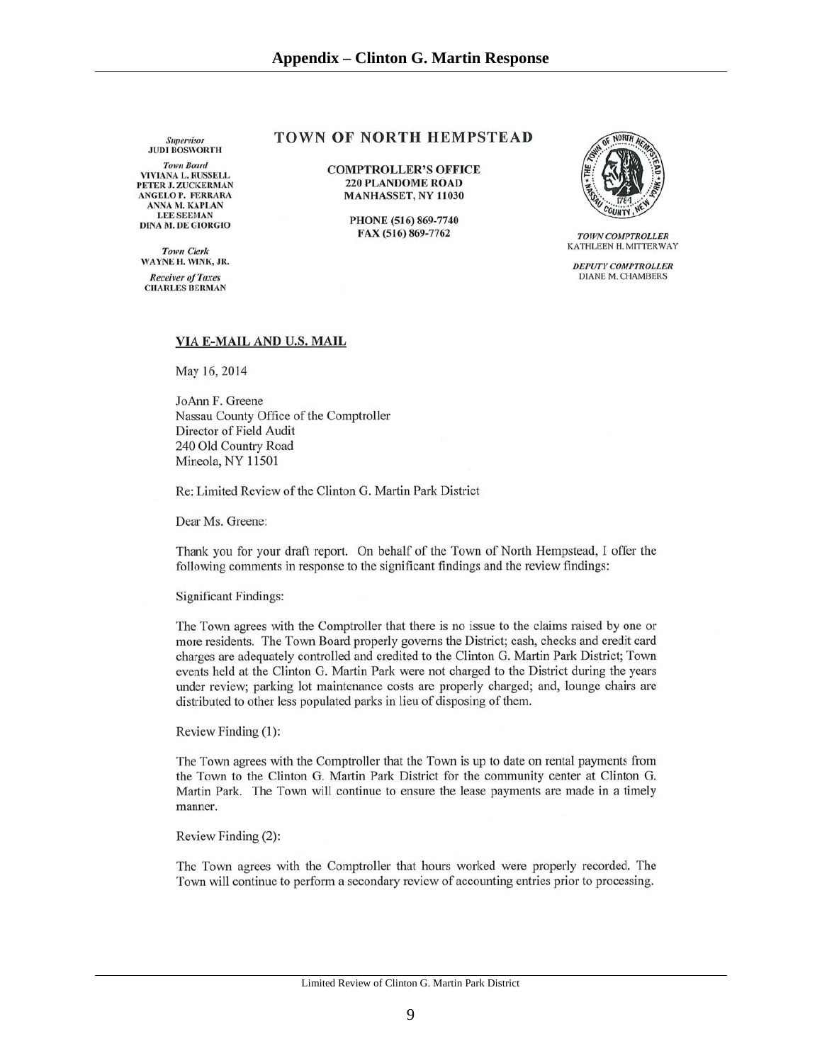## Appendix – Clinton G. Martin Response

*Supervisor*
**JUDI BOSWORTH**

*Town Board*
VIVIANA L. RUSSELL
PETER J. ZUCKERMAN
ANGELO P. FERRARA
ANNA M. KAPLAN
LEE SEEMAN
DINA M. DE GIORGIO

*Town Clerk*
WAYNE H. WINK, JR.

*Receiver of Taxes*
CHARLES BERMAN

**TOWN OF NORTH HEMPSTEAD**

**COMPTROLLER'S OFFICE**
**220 PLANDOME ROAD**
**MANHASSET, NY 11030**

**PHONE (516) 869-7740**
**FAX (516) 869-7762**

*TOWN COMPTROLLER*
KATHLEEN H. MITTERWAY

*DEPUTY COMPTROLLER*
DIANE M. CHAMBERS

**VIA E-MAIL AND U.S. MAIL**

May 16, 2014

JoAnn F. Greene
Nassau County Office of the Comptroller
Director of Field Audit
240 Old Country Road
Mineola, NY 11501

Re: Limited Review of the Clinton G. Martin Park District

Dear Ms. Greene:

Thank you for your draft report. On behalf of the Town of North Hempstead, I offer the following comments in response to the significant findings and the review findings:

Significant Findings:

The Town agrees with the Comptroller that there is no issue to the claims raised by one or more residents. The Town Board properly governs the District; cash, checks and credit card charges are adequately controlled and credited to the Clinton G. Martin Park District; Town events held at the Clinton G. Martin Park were not charged to the District during the years under review; parking lot maintenance costs are properly charged; and, lounge chairs are distributed to other less populated parks in lieu of disposing of them.

Review Finding (1):

The Town agrees with the Comptroller that the Town is up to date on rental payments from the Town to the Clinton G. Martin Park District for the community center at Clinton G. Martin Park. The Town will continue to ensure the lease payments are made in a timely manner.

Review Finding (2):

The Town agrees with the Comptroller that hours worked were properly recorded. The Town will continue to perform a secondary review of accounting entries prior to processing.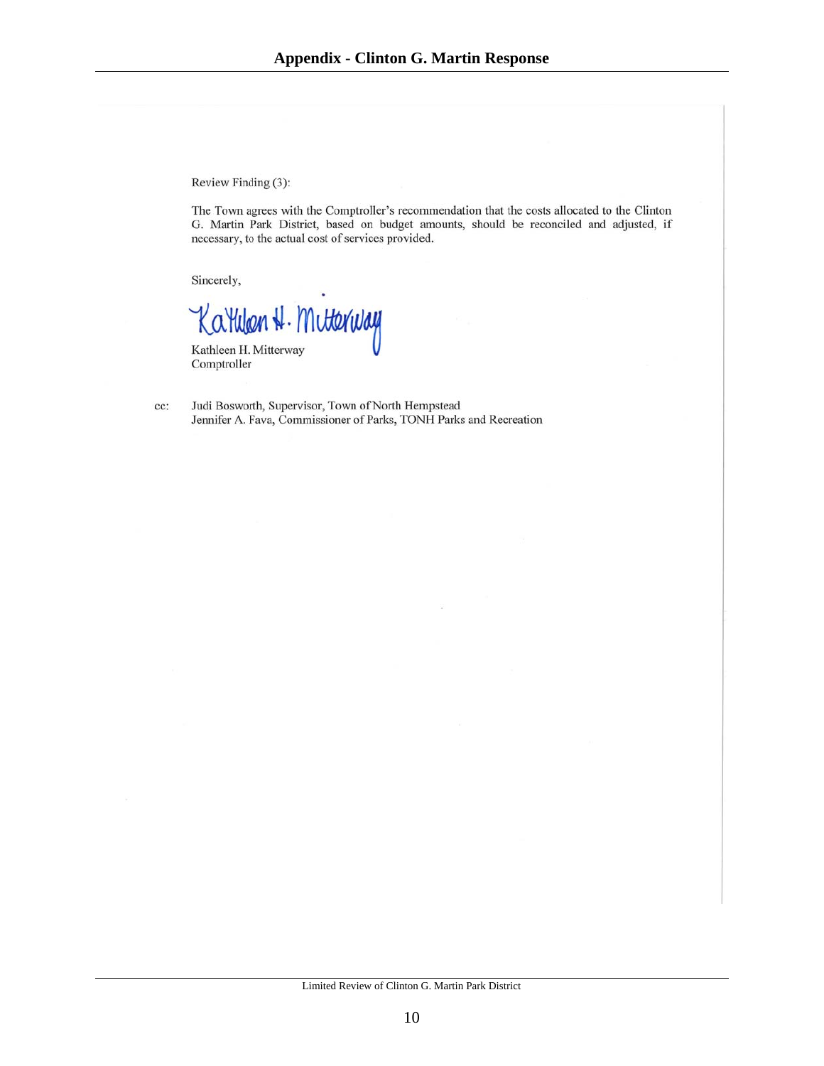Review Finding (3):

The Town agrees with the Comptroller's recommendation that the costs allocated to the Clinton G. Martin Park District, based on budget amounts, should be reconciled and adjusted, if necessary, to the actual cost of services provided.

Sincerely,

Kathleen H. Mitterway

Kathleen H. Mitterway
Comptroller

cc: Judi Bosworth, Supervisor, Town of North Hempstead
Jennifer A. Fava, Commissioner of Parks, TONH Parks and Recreation